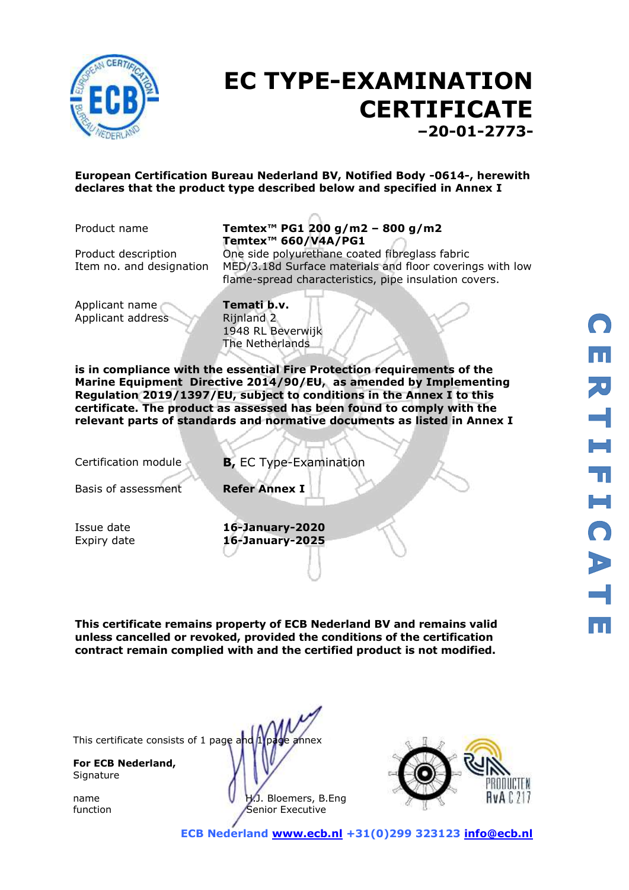# EC TYPE-EXAMINATION CERTIFICATE

**–20-01-2773-**

**European Certification Bureau Nederland BV, Notified Body -0614-, herewith declares that the product type described below and specified in Annex I**

| | |
|---|---|
| Product name | **Temtex™ PG1 200 g/m2 – 800 g/m2** **Temtex™ 660/V4A/PG1** |
| Product description | One side polyurethane coated fibreglass fabric |
| Item no. and designation | MED/3.18d Surface materials and floor coverings with low flame-spread characteristics, pipe insulation covers. |
| Applicant name | **Temati b.v.** |
| Applicant address | Rijnland 2<br>1948 RL Beverwijk<br>The Netherlands |

**is in compliance with the essential Fire Protection requirements of the Marine Equipment Directive 2014/90/EU, as amended by Implementing Regulation 2019/1397/EU, subject to conditions in the Annex I to this certificate. The product as assessed has been found to comply with the relevant parts of standards and normative documents as listed in Annex I**

| | |
|---|---|
| Certification module | **B,** EC Type-Examination |
| Basis of assessment | **Refer Annex I** |
| Issue date | **16-January-2020** |
| Expiry date | **16-January-2025** |

**This certificate remains property of ECB Nederland BV and remains valid unless cancelled or revoked, provided the conditions of the certification contract remain complied with and the certified product is not modified.**

This certificate consists of 1 page and 1 page annex

**For ECB Nederland,**
Signature

name: H.J. Bloemers, B.Eng
function: Senior Executive

**ECB Nederland www.ecb.nl +31(0)299 323123 info@ecb.nl**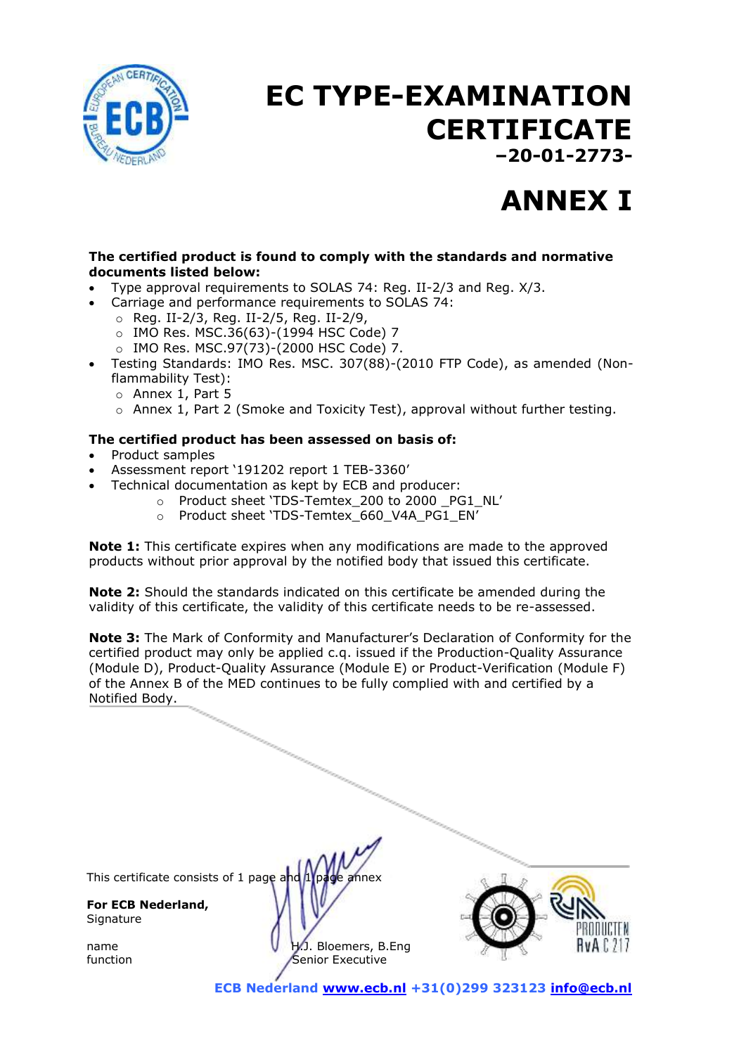# EC TYPE-EXAMINATION CERTIFICATE

**–20-01-2773-**

# ANNEX I

**The certified product is found to comply with the standards and normative documents listed below:**

- Type approval requirements to SOLAS 74: Reg. II-2/3 and Reg. X/3.
- Carriage and performance requirements to SOLAS 74:
  - Reg. II-2/3, Reg. II-2/5, Reg. II-2/9,
  - IMO Res. MSC.36(63)-(1994 HSC Code) 7
  - IMO Res. MSC.97(73)-(2000 HSC Code) 7.
- Testing Standards: IMO Res. MSC. 307(88)-(2010 FTP Code), as amended (Non-flammability Test):
  - Annex 1, Part 5
  - Annex 1, Part 2 (Smoke and Toxicity Test), approval without further testing.

**The certified product has been assessed on basis of:**

- Product samples
- Assessment report '191202 report 1 TEB-3360'
- Technical documentation as kept by ECB and producer:
  - Product sheet 'TDS-Temtex_200 to 2000 _PG1_NL'
  - Product sheet 'TDS-Temtex_660_V4A_PG1_EN'

**Note 1:** This certificate expires when any modifications are made to the approved products without prior approval by the notified body that issued this certificate.

**Note 2:** Should the standards indicated on this certificate be amended during the validity of this certificate, the validity of this certificate needs to be re-assessed.

**Note 3:** The Mark of Conformity and Manufacturer's Declaration of Conformity for the certified product may only be applied c.q. issued if the Production-Quality Assurance (Module D), Product-Quality Assurance (Module E) or Product-Verification (Module F) of the Annex B of the MED continues to be fully complied with and certified by a Notified Body.

This certificate consists of 1 page and 1 page annex

**For ECB Nederland,**
Signature

name H.J. Bloemers, B.Eng
function Senior Executive

**ECB Nederland www.ecb.nl +31(0)299 323123 info@ecb.nl**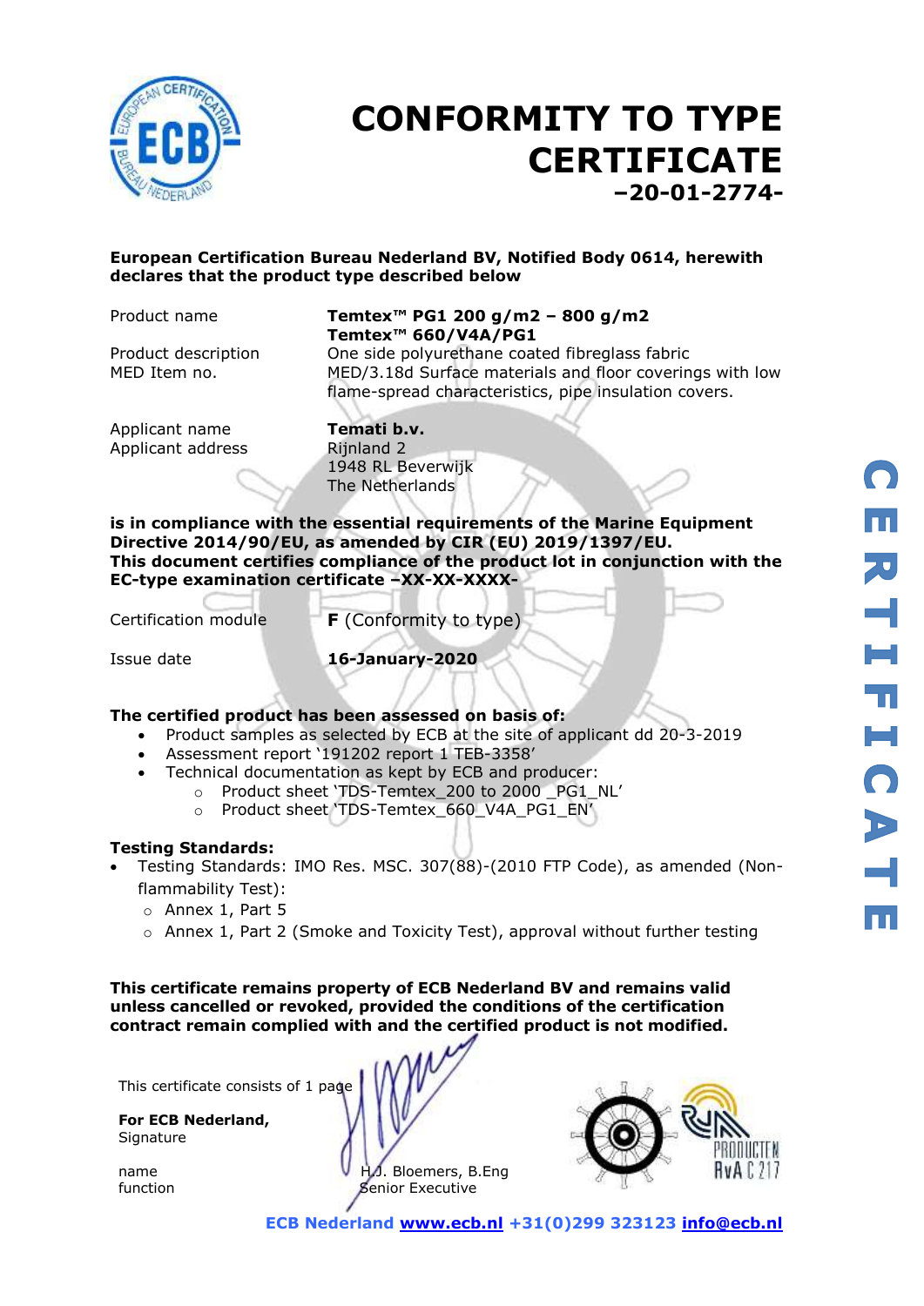# CONFORMITY TO TYPE CERTIFICATE

**–20-01-2774-**

**European Certification Bureau Nederland BV, Notified Body 0614, herewith declares that the product type described below**

| | |
|---|---|
| Product name | **Temtex™ PG1 200 g/m2 – 800 g/m2**<br>**Temtex™ 660/V4A/PG1** |
| Product description | One side polyurethane coated fibreglass fabric |
| MED Item no. | MED/3.18d Surface materials and floor coverings with low flame-spread characteristics, pipe insulation covers. |
| Applicant name | **Temati b.v.** |
| Applicant address | Rijnland 2<br>1948 RL Beverwijk<br>The Netherlands |

**is in compliance with the essential requirements of the Marine Equipment Directive 2014/90/EU, as amended by CIR (EU) 2019/1397/EU.**
**This document certifies compliance of the product lot in conjunction with the EC-type examination certificate –XX-XX-XXXX-**

| | |
|---|---|
| Certification module | **F** (Conformity to type) |
| Issue date | **16-January-2020** |

**The certified product has been assessed on basis of:**

- Product samples as selected by ECB at the site of applicant dd 20-3-2019
- Assessment report '191202 report 1 TEB-3358'
- Technical documentation as kept by ECB and producer:
  - Product sheet 'TDS-Temtex_200 to 2000 _PG1_NL'
  - Product sheet 'TDS-Temtex_660_V4A_PG1_EN'

**Testing Standards:**

- Testing Standards: IMO Res. MSC. 307(88)-(2010 FTP Code), as amended (Non-flammability Test):
  - Annex 1, Part 5
  - Annex 1, Part 2 (Smoke and Toxicity Test), approval without further testing

**This certificate remains property of ECB Nederland BV and remains valid unless cancelled or revoked, provided the conditions of the certification contract remain complied with and the certified product is not modified.**

This certificate consists of 1 page

**For ECB Nederland,**
Signature

name H.J. Bloemers, B.Eng
function Senior Executive

PRODUCTEN RvA C 217

CERTIFICATE

**ECB Nederland www.ecb.nl +31(0)299 323123 info@ecb.nl**